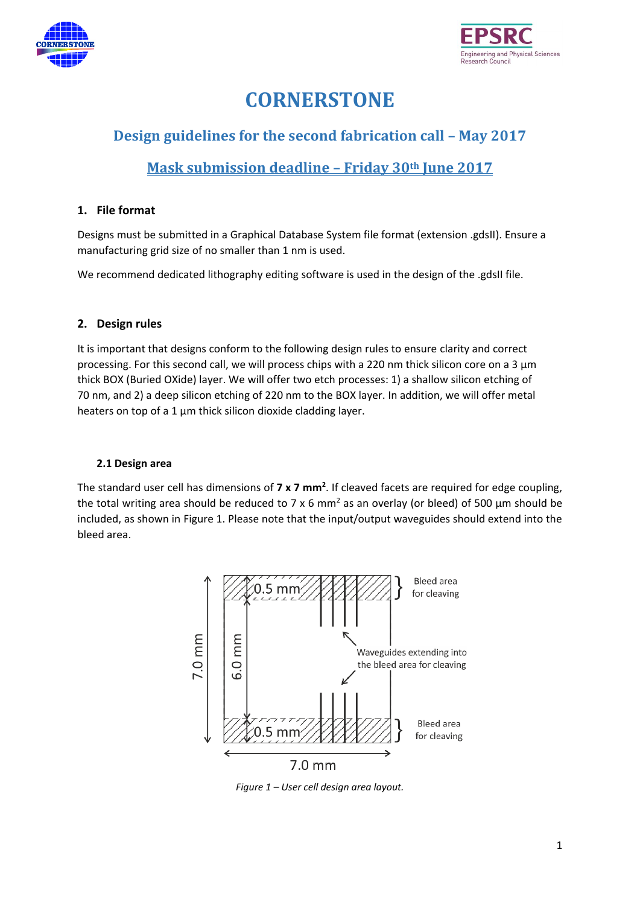# CORNERSTONE

## Design guidelines for the second fabrication call – May 2017

## Mask submission deadline – Friday 30th June 2017

### 1. File format

Designs must be submitted in a Graphical Database System file format (extension .gdsII). Ensure a manufacturing grid size of no smaller than 1 nm is used.

We recommend dedicated lithography editing software is used in the design of the .gdsII file.

### 2. Design rules

It is important that designs conform to the following design rules to ensure clarity and correct processing. For this second call, we will process chips with a 220 nm thick silicon core on a 3 µm thick BOX (Buried OXide) layer. We will offer two etch processes: 1) a shallow silicon etching of 70 nm, and 2) a deep silicon etching of 220 nm to the BOX layer. In addition, we will offer metal heaters on top of a 1 µm thick silicon dioxide cladding layer.

#### 2.1 Design area

The standard user cell has dimensions of **7 x 7 mm$^2$**. If cleaved facets are required for edge coupling, the total writing area should be reduced to 7 x 6 mm$^2$ as an overlay (or bleed) of 500 µm should be included, as shown in Figure 1. Please note that the input/output waveguides should extend into the bleed area.

*Figure 1 – User cell design area layout.*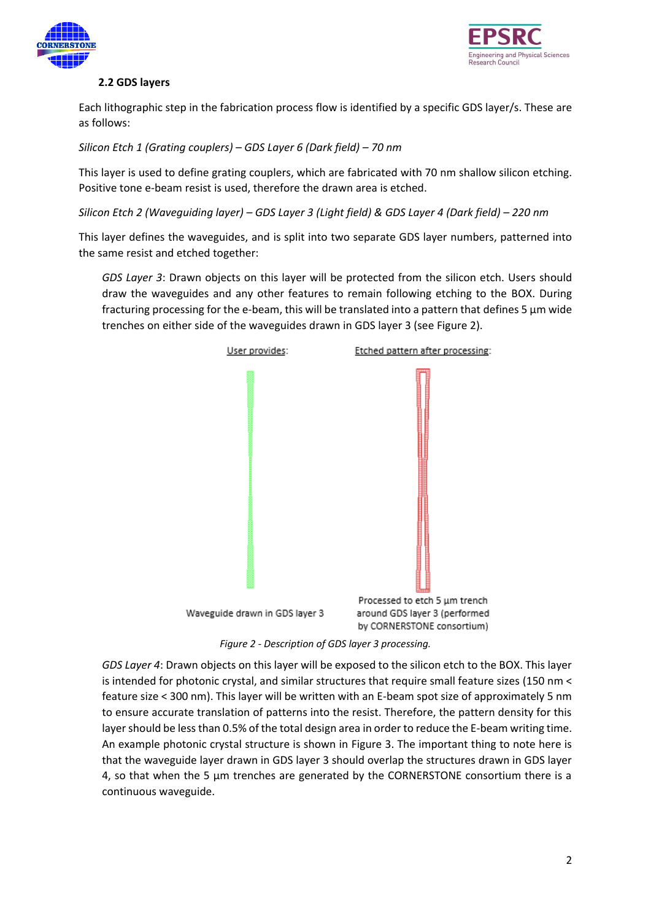### 2.2 GDS layers

Each lithographic step in the fabrication process flow is identified by a specific GDS layer/s. These are as follows:

*Silicon Etch 1 (Grating couplers) – GDS Layer 6 (Dark field) – 70 nm*

This layer is used to define grating couplers, which are fabricated with 70 nm shallow silicon etching. Positive tone e-beam resist is used, therefore the drawn area is etched.

*Silicon Etch 2 (Waveguiding layer) – GDS Layer 3 (Light field) & GDS Layer 4 (Dark field) – 220 nm*

This layer defines the waveguides, and is split into two separate GDS layer numbers, patterned into the same resist and etched together:

> *GDS Layer 3*: Drawn objects on this layer will be protected from the silicon etch. Users should draw the waveguides and any other features to remain following etching to the BOX. During fracturing processing for the e-beam, this will be translated into a pattern that defines 5 µm wide trenches on either side of the waveguides drawn in GDS layer 3 (see Figure 2).

User provides: | Etched pattern after processing:

Waveguide drawn in GDS layer 3 | Processed to etch 5 µm trench around GDS layer 3 (performed by CORNERSTONE consortium)

*Figure 2 - Description of GDS layer 3 processing.*

> *GDS Layer 4*: Drawn objects on this layer will be exposed to the silicon etch to the BOX. This layer is intended for photonic crystal, and similar structures that require small feature sizes (150 nm < feature size < 300 nm). This layer will be written with an E-beam spot size of approximately 5 nm to ensure accurate translation of patterns into the resist. Therefore, the pattern density for this layer should be less than 0.5% of the total design area in order to reduce the E-beam writing time. An example photonic crystal structure is shown in Figure 3. The important thing to note here is that the waveguide layer drawn in GDS layer 3 should overlap the structures drawn in GDS layer 4, so that when the 5 µm trenches are generated by the CORNERSTONE consortium there is a continuous waveguide.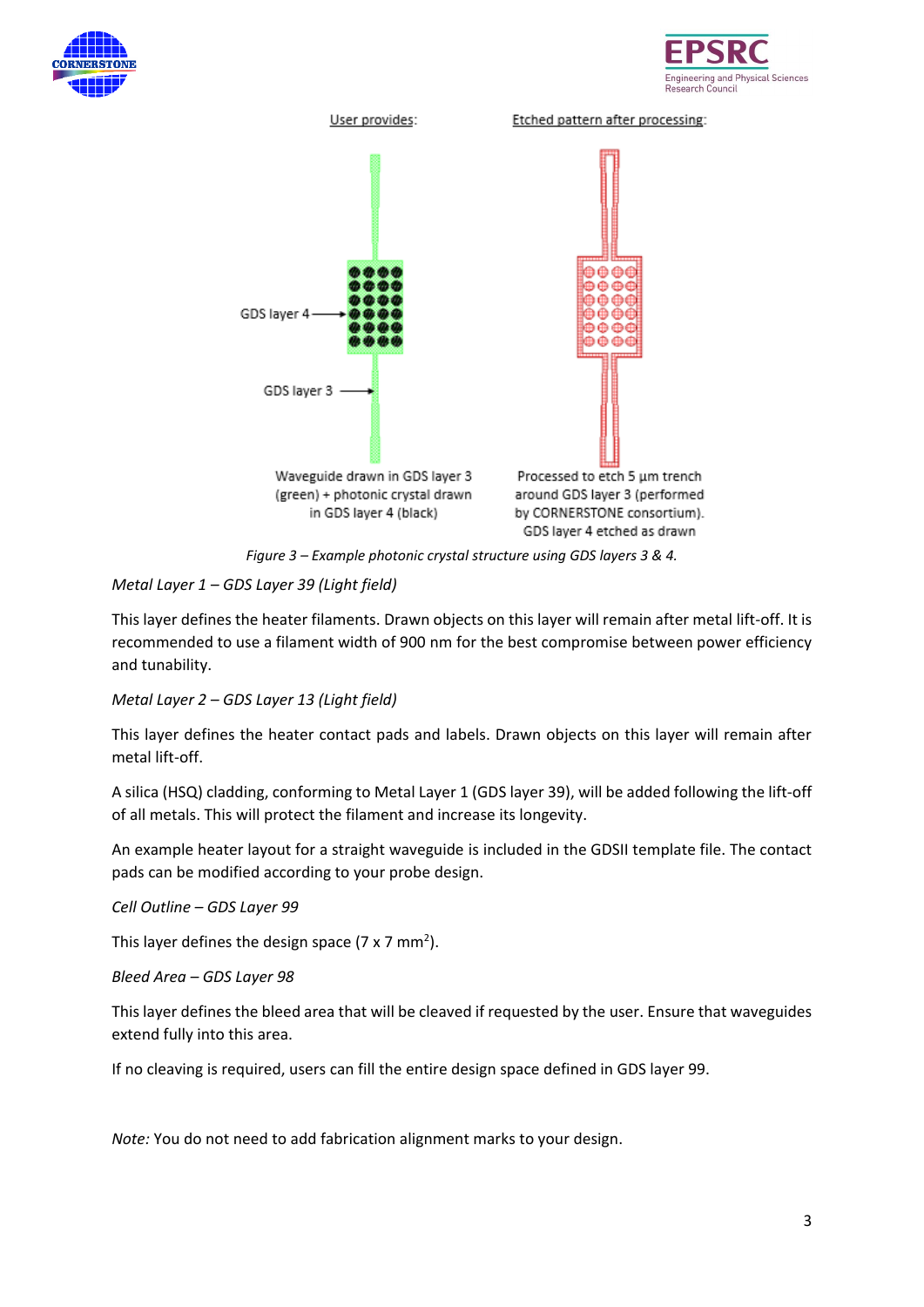User provides: Etched pattern after processing:

GDS layer 4

GDS layer 3

Waveguide drawn in GDS layer 3 (green) + photonic crystal drawn in GDS layer 4 (black)

Processed to etch 5 µm trench around GDS layer 3 (performed by CORNERSTONE consortium). GDS layer 4 etched as drawn

*Figure 3 – Example photonic crystal structure using GDS layers 3 & 4.*

*Metal Layer 1 – GDS Layer 39 (Light field)*

This layer defines the heater filaments. Drawn objects on this layer will remain after metal lift-off. It is recommended to use a filament width of 900 nm for the best compromise between power efficiency and tunability.

*Metal Layer 2 – GDS Layer 13 (Light field)*

This layer defines the heater contact pads and labels. Drawn objects on this layer will remain after metal lift-off.

A silica (HSQ) cladding, conforming to Metal Layer 1 (GDS layer 39), will be added following the lift-off of all metals. This will protect the filament and increase its longevity.

An example heater layout for a straight waveguide is included in the GDSII template file. The contact pads can be modified according to your probe design.

*Cell Outline – GDS Layer 99*

This layer defines the design space (7 x 7 $mm^2$).

*Bleed Area – GDS Layer 98*

This layer defines the bleed area that will be cleaved if requested by the user. Ensure that waveguides extend fully into this area.

If no cleaving is required, users can fill the entire design space defined in GDS layer 99.

*Note:* You do not need to add fabrication alignment marks to your design.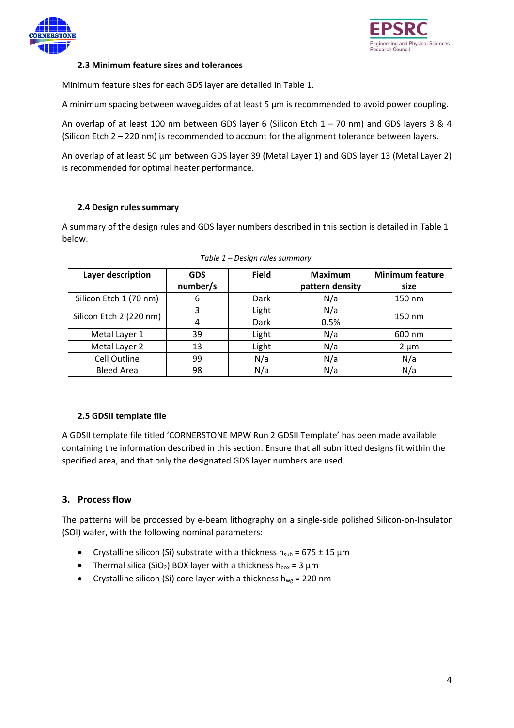### 2.3 Minimum feature sizes and tolerances

Minimum feature sizes for each GDS layer are detailed in Table 1.

A minimum spacing between waveguides of at least 5 µm is recommended to avoid power coupling.

An overlap of at least 100 nm between GDS layer 6 (Silicon Etch 1 – 70 nm) and GDS layers 3 & 4 (Silicon Etch 2 – 220 nm) is recommended to account for the alignment tolerance between layers.

An overlap of at least 50 µm between GDS layer 39 (Metal Layer 1) and GDS layer 13 (Metal Layer 2) is recommended for optimal heater performance.

### 2.4 Design rules summary

A summary of the design rules and GDS layer numbers described in this section is detailed in Table 1 below.

*Table 1 – Design rules summary.*

| Layer description | GDS number/s | Field | Maximum pattern density | Minimum feature size |
|---|---|---|---|---|
| Silicon Etch 1 (70 nm) | 6 | Dark | N/a | 150 nm |
| Silicon Etch 2 (220 nm) | 3 | Light | N/a | 150 nm |
| | 4 | Dark | 0.5% | |
| Metal Layer 1 | 39 | Light | N/a | 600 nm |
| Metal Layer 2 | 13 | Light | N/a | 2 µm |
| Cell Outline | 99 | N/a | N/a | N/a |
| Bleed Area | 98 | N/a | N/a | N/a |

### 2.5 GDSII template file

A GDSII template file titled 'CORNERSTONE MPW Run 2 GDSII Template' has been made available containing the information described in this section. Ensure that all submitted designs fit within the specified area, and that only the designated GDS layer numbers are used.

## 3. Process flow

The patterns will be processed by e-beam lithography on a single-side polished Silicon-on-Insulator (SOI) wafer, with the following nominal parameters:

- Crystalline silicon (Si) substrate with a thickness $h_{sub}$ = 675 ± 15 µm
- Thermal silica ($SiO_2$) BOX layer with a thickness $h_{box}$ = 3 µm
- Crystalline silicon (Si) core layer with a thickness $h_{wg}$ = 220 nm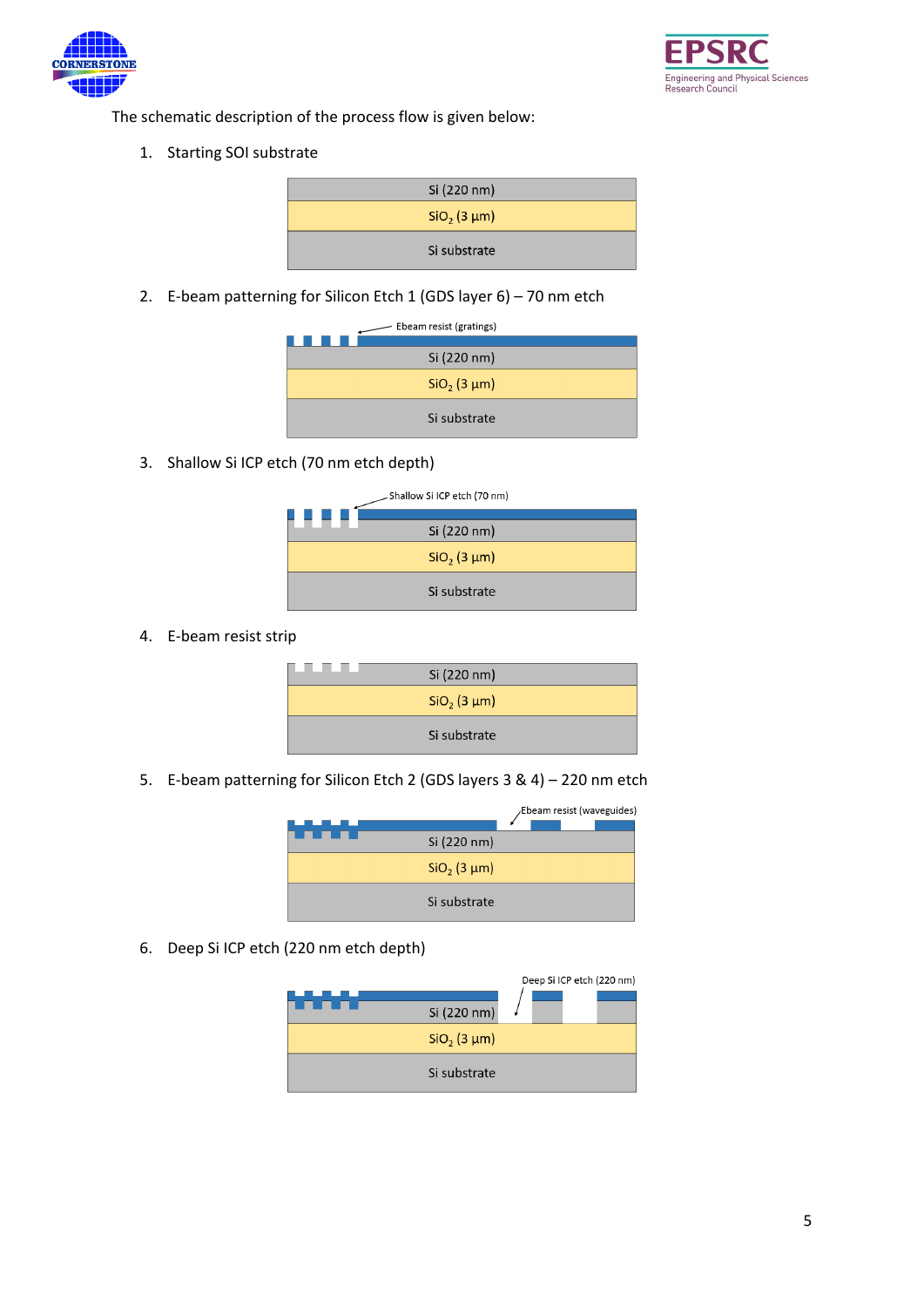The schematic description of the process flow is given below:

1. Starting SOI substrate

   Si (220 nm)
   $SiO_2$ (3 µm)
   Si substrate

2. E-beam patterning for Silicon Etch 1 (GDS layer 6) – 70 nm etch

   Ebeam resist (gratings)
   Si (220 nm)
   $SiO_2$ (3 µm)
   Si substrate

3. Shallow Si ICP etch (70 nm etch depth)

   Shallow Si ICP etch (70 nm)
   Si (220 nm)
   $SiO_2$ (3 µm)
   Si substrate

4. E-beam resist strip

   Si (220 nm)
   $SiO_2$ (3 µm)
   Si substrate

5. E-beam patterning for Silicon Etch 2 (GDS layers 3 & 4) – 220 nm etch

   Ebeam resist (waveguides)
   Si (220 nm)
   $SiO_2$ (3 µm)
   Si substrate

6. Deep Si ICP etch (220 nm etch depth)

   Deep Si ICP etch (220 nm)
   Si (220 nm)
   $SiO_2$ (3 µm)
   Si substrate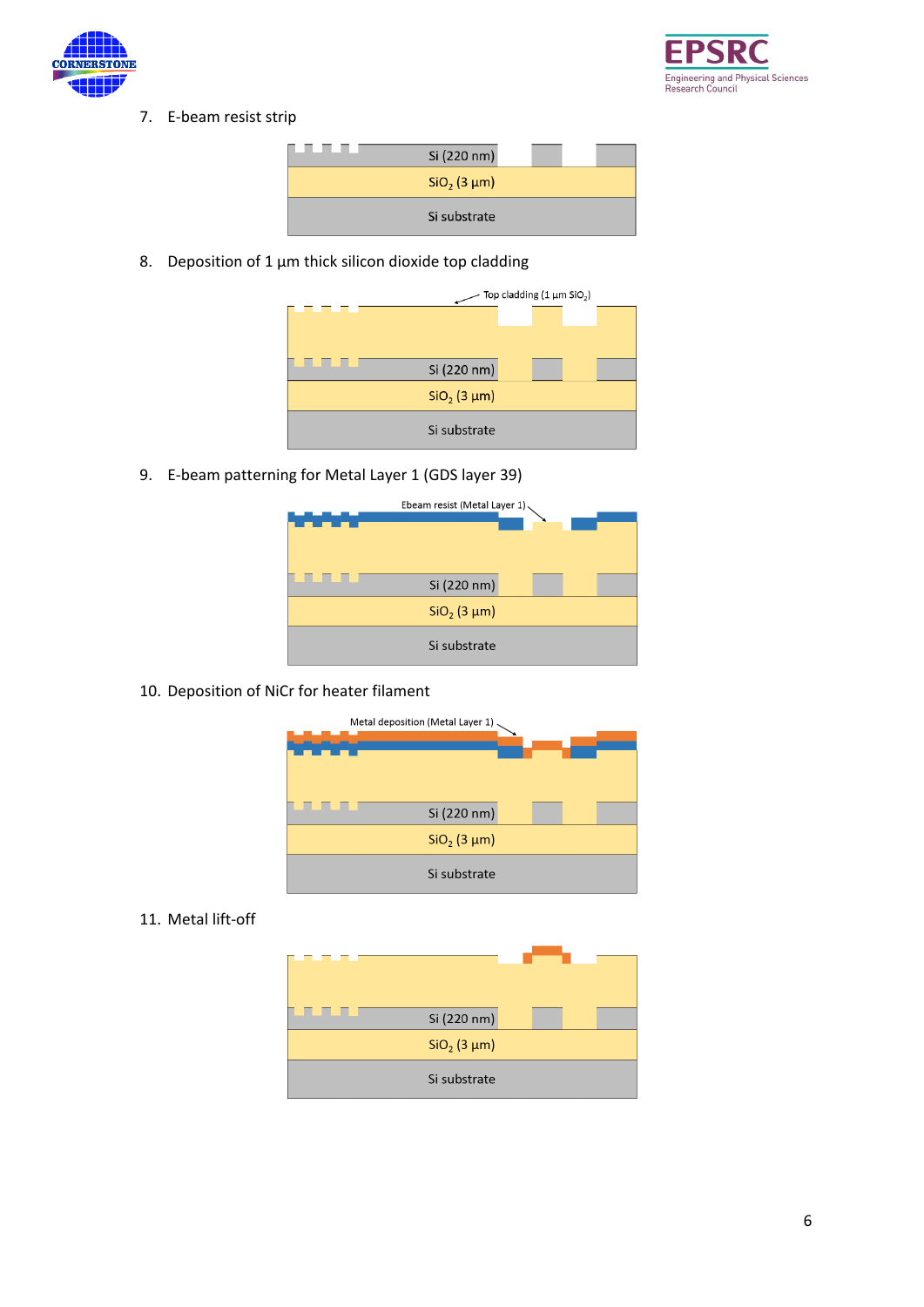7. E-beam resist strip

Si (220 nm)

$SiO_2$ (3 μm)

Si substrate

8. Deposition of 1 μm thick silicon dioxide top cladding

Top cladding (1 μm $SiO_2$)

Si (220 nm)

$SiO_2$ (3 μm)

Si substrate

9. E-beam patterning for Metal Layer 1 (GDS layer 39)

Ebeam resist (Metal Layer 1)

Si (220 nm)

$SiO_2$ (3 μm)

Si substrate

10. Deposition of NiCr for heater filament

Metal deposition (Metal Layer 1)

Si (220 nm)

$SiO_2$ (3 μm)

Si substrate

11. Metal lift-off

Si (220 nm)

$SiO_2$ (3 μm)

Si substrate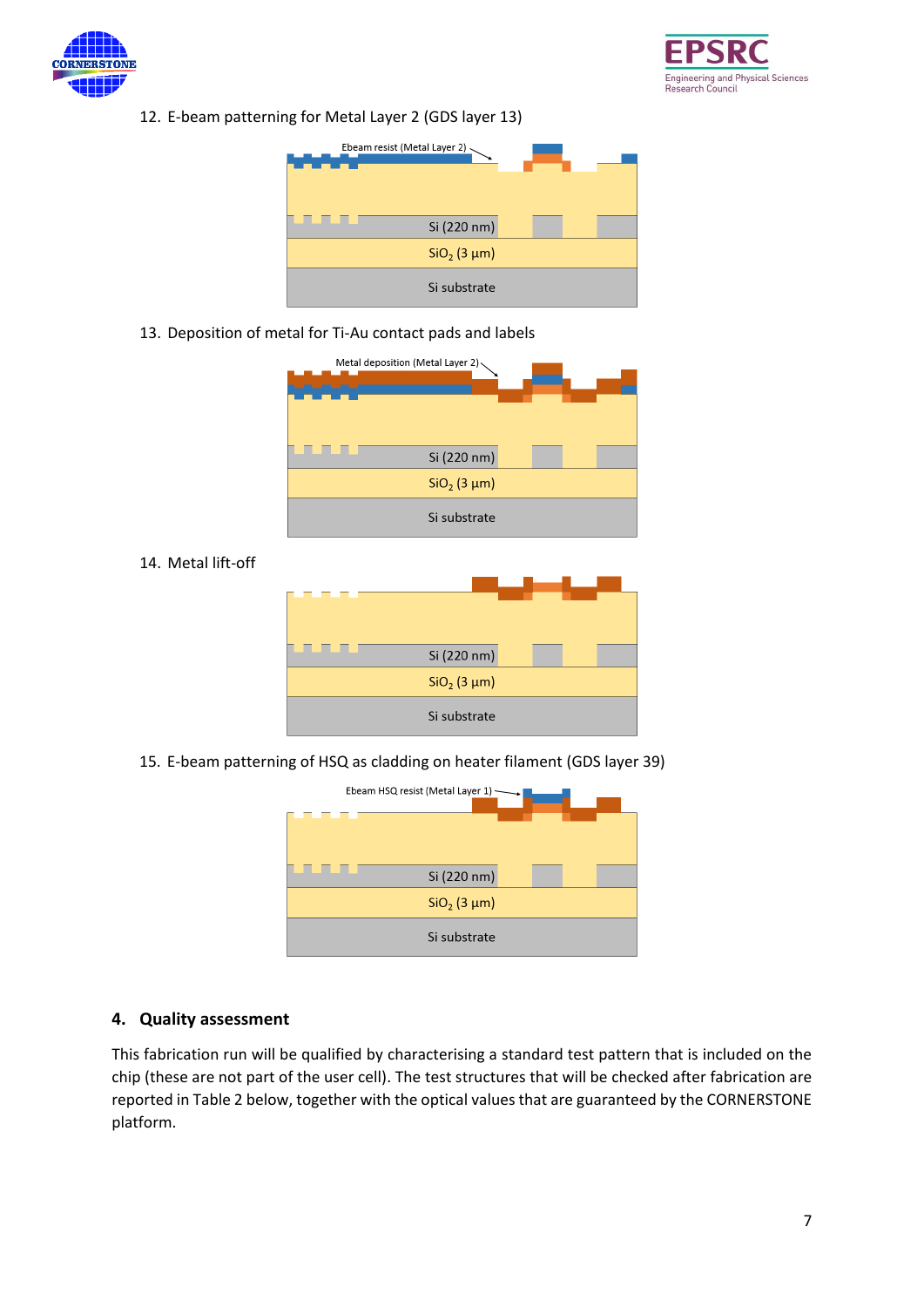12. E-beam patterning for Metal Layer 2 (GDS layer 13)

Ebeam resist (Metal Layer 2)

Si (220 nm)

$SiO_2$ (3 µm)

Si substrate

13. Deposition of metal for Ti-Au contact pads and labels

Metal deposition (Metal Layer 2)

Si (220 nm)

$SiO_2$ (3 µm)

Si substrate

14. Metal lift-off

Si (220 nm)

$SiO_2$ (3 µm)

Si substrate

15. E-beam patterning of HSQ as cladding on heater filament (GDS layer 39)

Ebeam HSQ resist (Metal Layer 1)

Si (220 nm)

$SiO_2$ (3 µm)

Si substrate

## 4. Quality assessment

This fabrication run will be qualified by characterising a standard test pattern that is included on the chip (these are not part of the user cell). The test structures that will be checked after fabrication are reported in Table 2 below, together with the optical values that are guaranteed by the CORNERSTONE platform.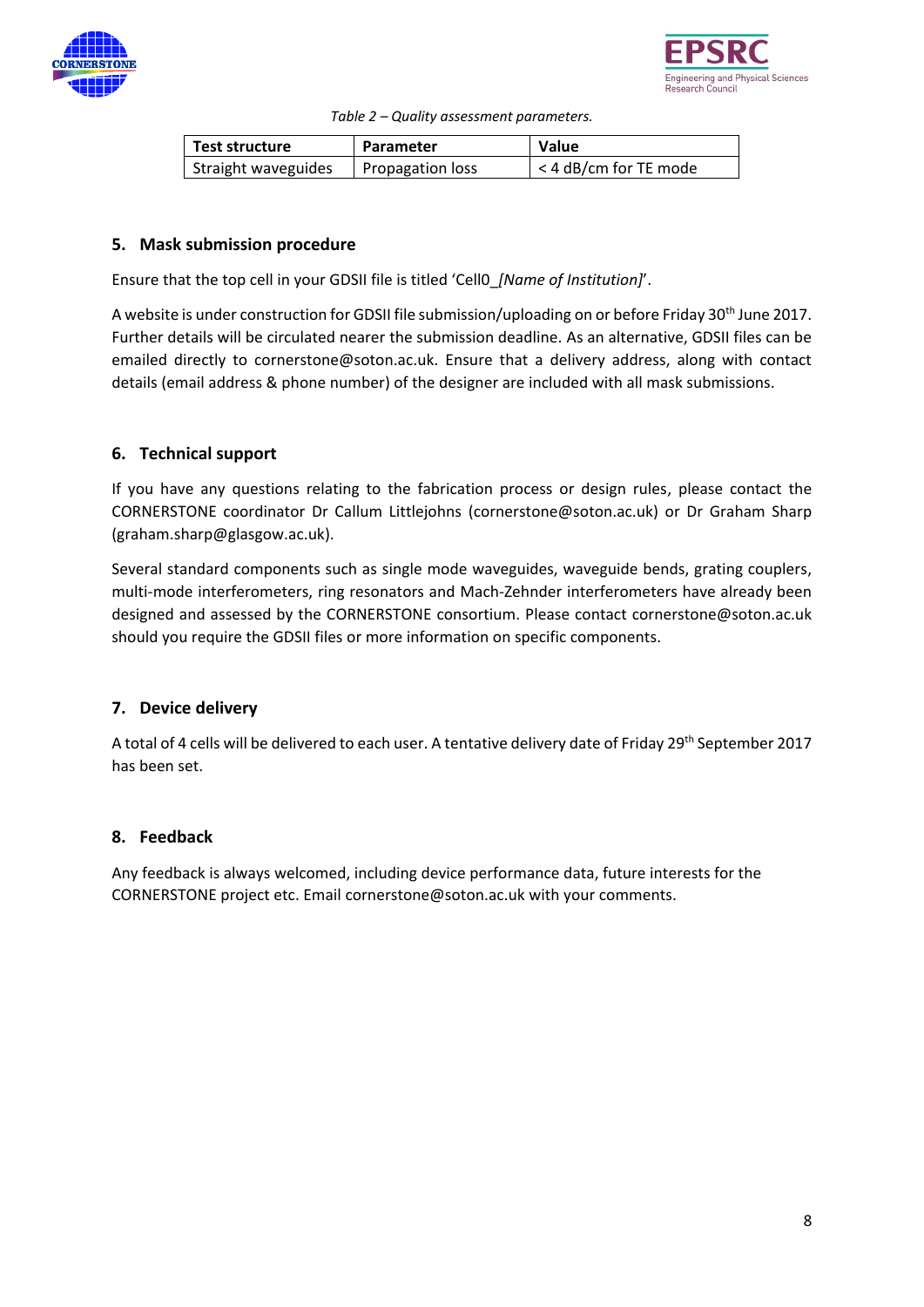*Table 2 – Quality assessment parameters.*

| Test structure | Parameter | Value |
| --- | --- | --- |
| Straight waveguides | Propagation loss | < 4 dB/cm for TE mode |

## 5. Mask submission procedure

Ensure that the top cell in your GDSII file is titled 'Cell0_*[Name of Institution]*'.

A website is under construction for GDSII file submission/uploading on or before Friday 30th June 2017. Further details will be circulated nearer the submission deadline. As an alternative, GDSII files can be emailed directly to cornerstone@soton.ac.uk. Ensure that a delivery address, along with contact details (email address & phone number) of the designer are included with all mask submissions.

## 6. Technical support

If you have any questions relating to the fabrication process or design rules, please contact the CORNERSTONE coordinator Dr Callum Littlejohns (cornerstone@soton.ac.uk) or Dr Graham Sharp (graham.sharp@glasgow.ac.uk).

Several standard components such as single mode waveguides, waveguide bends, grating couplers, multi-mode interferometers, ring resonators and Mach-Zehnder interferometers have already been designed and assessed by the CORNERSTONE consortium. Please contact cornerstone@soton.ac.uk should you require the GDSII files or more information on specific components.

## 7. Device delivery

A total of 4 cells will be delivered to each user. A tentative delivery date of Friday 29th September 2017 has been set.

## 8. Feedback

Any feedback is always welcomed, including device performance data, future interests for the CORNERSTONE project etc. Email cornerstone@soton.ac.uk with your comments.